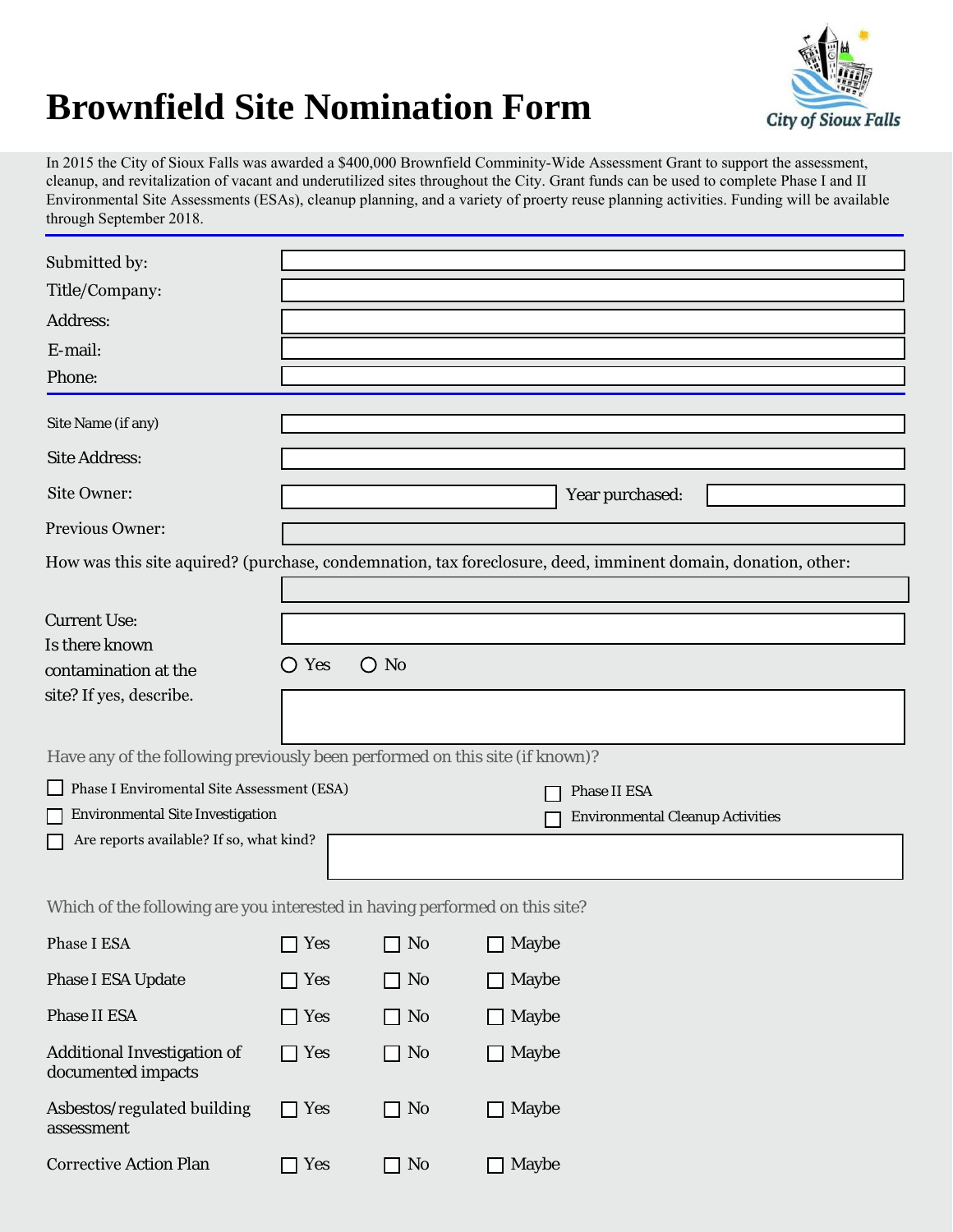# Brownfield Site Nomination Form

City of Sioux Falls

In 2015 the City of Sioux Falls was awarded a $400,000 Brownfield Comminity-Wide Assessment Grant to support the assessment, cleanup, and revitalization of vacant and underutilized sites throughout the City. Grant funds can be used to complete Phase I and II Environmental Site Assessments (ESAs), cleanup planning, and a variety of proerty reuse planning activities. Funding will be available through September 2018.

---

Submitted by: ____________________

Title/Company: ____________________

Address: ____________________

E-mail: ____________________

Phone: ____________________

---

Site Name (if any) ____________________

Site Address: ____________________

Site Owner: ____________________ Year purchased: ____________________

Previous Owner: ____________________

How was this site aquired? (purchase, condemnation, tax foreclosure, deed, imminent domain, donation, other:

____________________

Current Use: ____________________

Is there known contamination at the site? If yes, describe.

○ Yes ○ No

____________________

Have any of the following previously been performed on this site (if known)?

- ☐ Phase I Enviromental Site Assessment (ESA)
- ☐ Phase II ESA
- ☐ Environmental Site Investigation
- ☐ Environmental Cleanup Activities
- ☐ Are reports available? If so, what kind? ____________________

Which of the following are you interested in having performed on this site?

| | | | |
|---|---|---|---|
| Phase I ESA | ☐ Yes | ☐ No | ☐ Maybe |
| Phase I ESA Update | ☐ Yes | ☐ No | ☐ Maybe |
| Phase II ESA | ☐ Yes | ☐ No | ☐ Maybe |
| Additional Investigation of documented impacts | ☐ Yes | ☐ No | ☐ Maybe |
| Asbestos/regulated building assessment | ☐ Yes | ☐ No | ☐ Maybe |
| Corrective Action Plan | ☐ Yes | ☐ No | ☐ Maybe |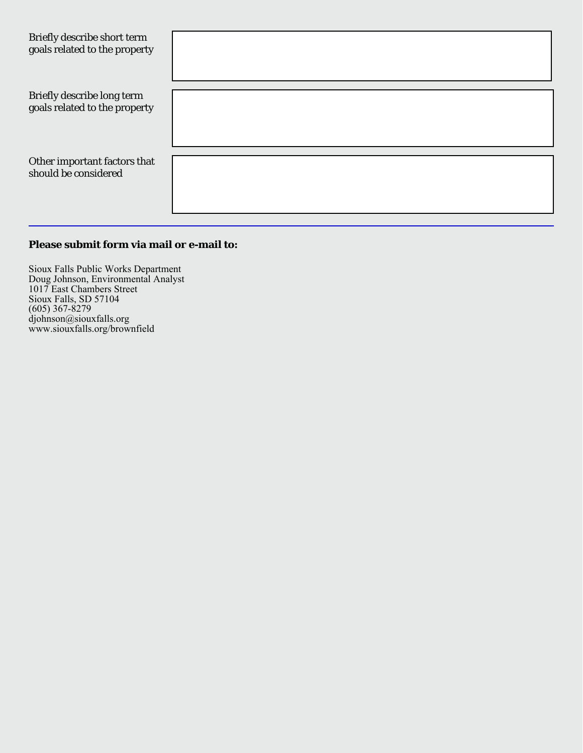| | |
|---|---|
| Briefly describe short term goals related to the property | |
| Briefly describe long term goals related to the property | |
| Other important factors that should be considered | |

---

**Please submit form via mail or e-mail to:**

Sioux Falls Public Works Department
Doug Johnson, Environmental Analyst
1017 East Chambers Street
Sioux Falls, SD 57104
(605) 367-8279
djohnson@siouxfalls.org
www.siouxfalls.org/brownfield